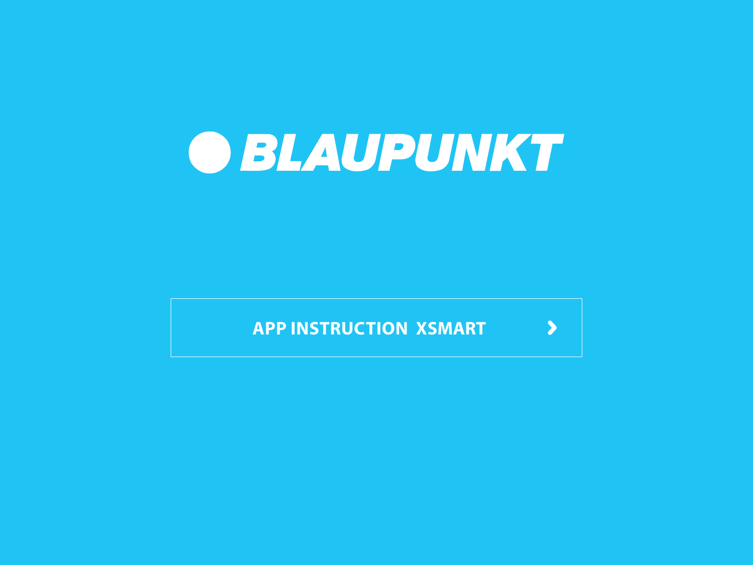# BLAUPUNKT

## APP INSTRUCTION XSMART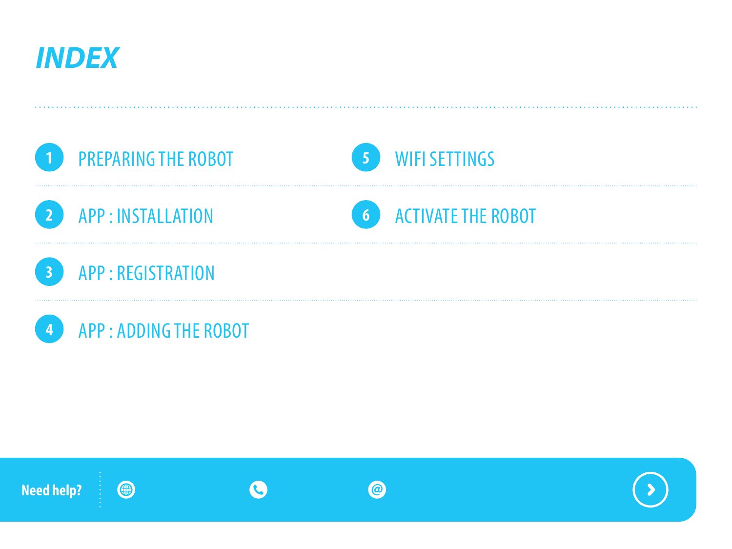# INDEX

1. PREPARING THE ROBOT
2. APP : INSTALLATION
3. APP : REGISTRATION
4. APP : ADDING THE ROBOT
5. WIFI SETTINGS
6. ACTIVATE THE ROBOT

**Need help?**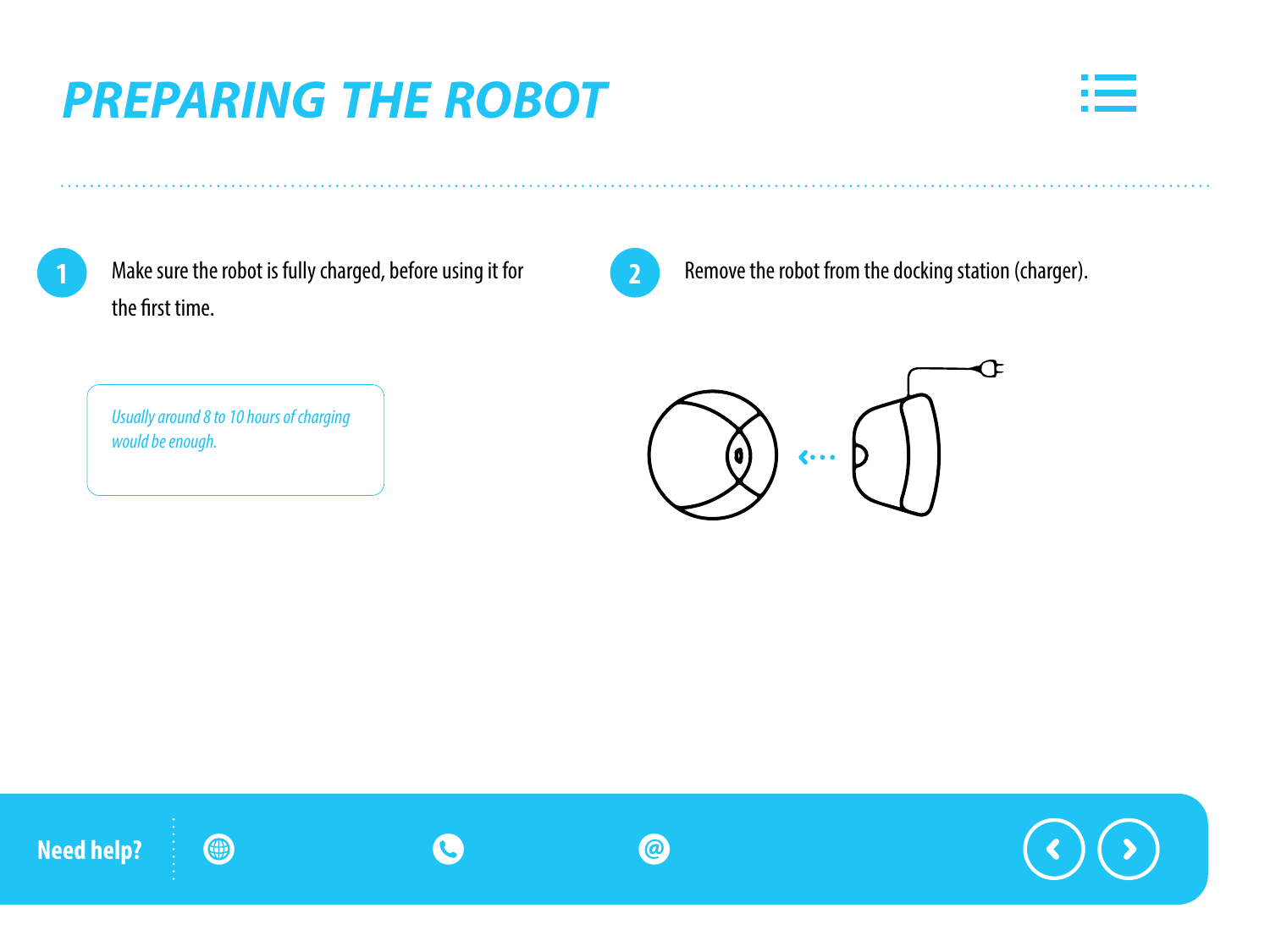# PREPARING THE ROBOT

1. Make sure the robot is fully charged, before using it for the first time.

   *Usually around 8 to 10 hours of charging would be enough.*

2. Remove the robot from the docking station (charger).

**Need help?**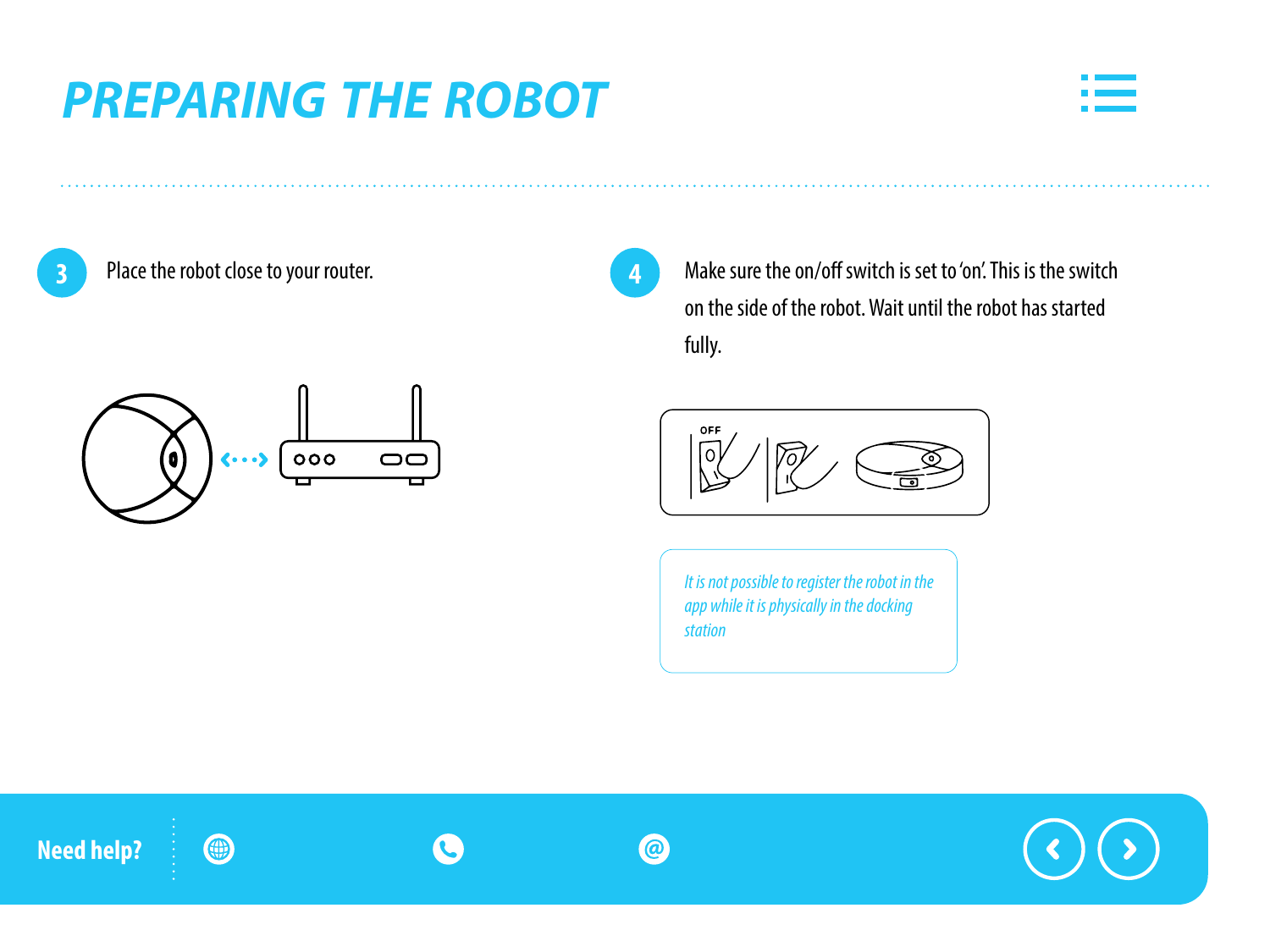# PREPARING THE ROBOT

3. Place the robot close to your router.

4. Make sure the on/off switch is set to 'on'. This is the switch on the side of the robot. Wait until the robot has started fully.

*It is not possible to register the robot in the app while it is physically in the docking station*

**Need help?**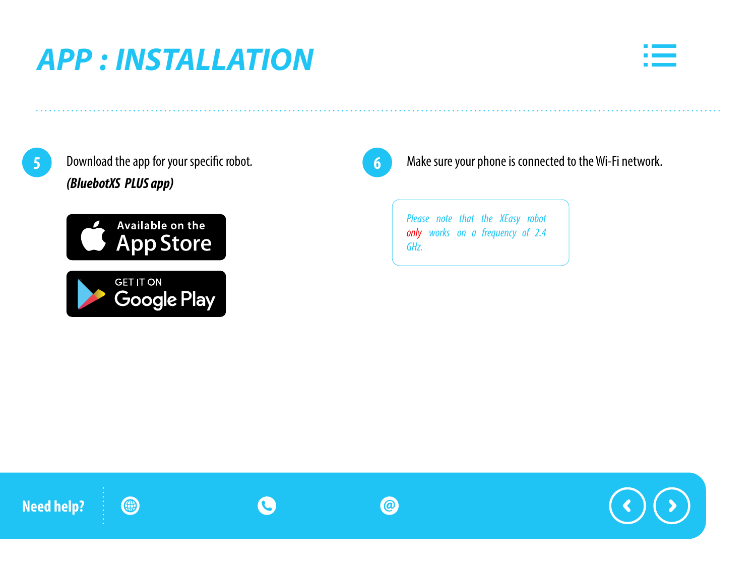# APP : INSTALLATION

**5** Download the app for your specific robot.
***(BluebotXS PLUS app)***

Available on the App Store

GET IT ON Google Play

**6** Make sure your phone is connected to the Wi-Fi network.

> *Please note that the XEasy robot only works on a frequency of 2.4 GHz.*

**Need help?**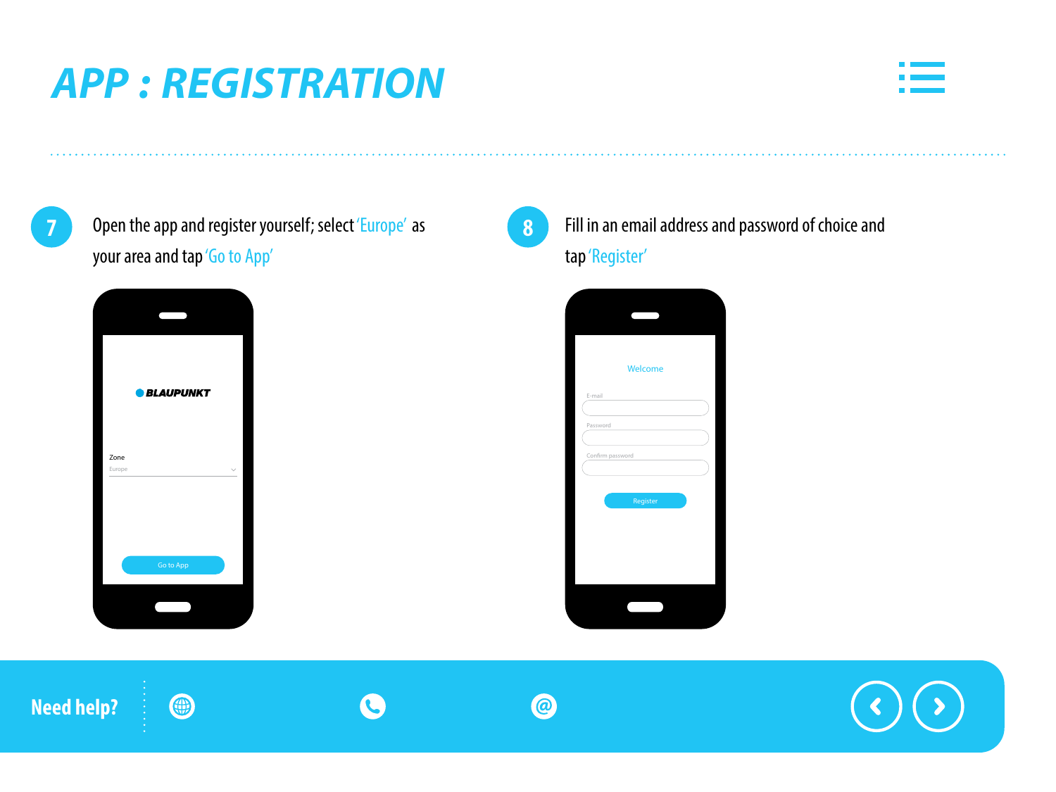# APP : REGISTRATION

**7** Open the app and register yourself; select 'Europe' as your area and tap 'Go to App'

BLAUPUNKT

Zone

Europe

Go to App

**8** Fill in an email address and password of choice and tap 'Register'

Welcome

E-mail

Password

Confirm password

Register

**Need help?**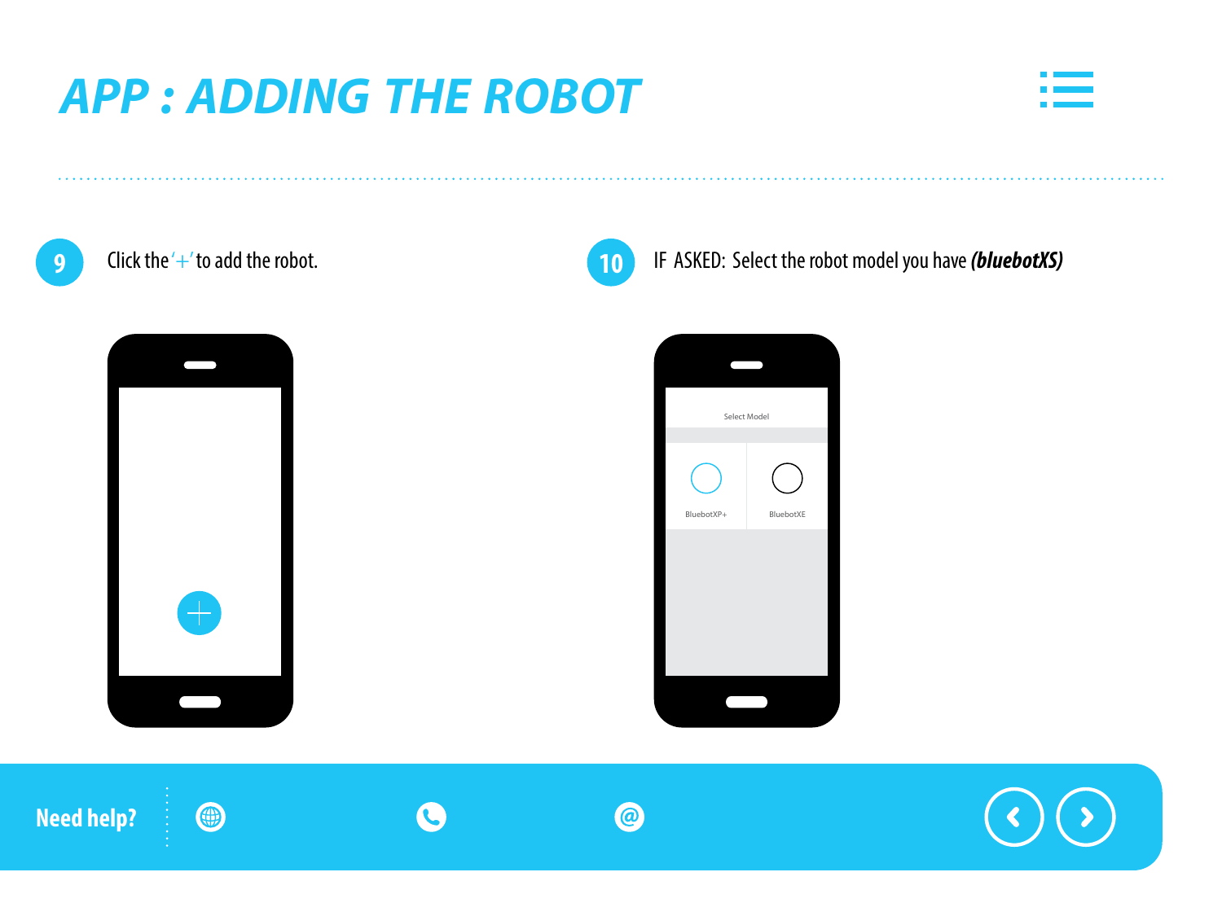# APP : ADDING THE ROBOT

9. Click the '+' to add the robot.

10. IF ASKED: Select the robot model you have ***(bluebotXS)***

Select Model

BluebotXP+

BluebotXE

**Need help?**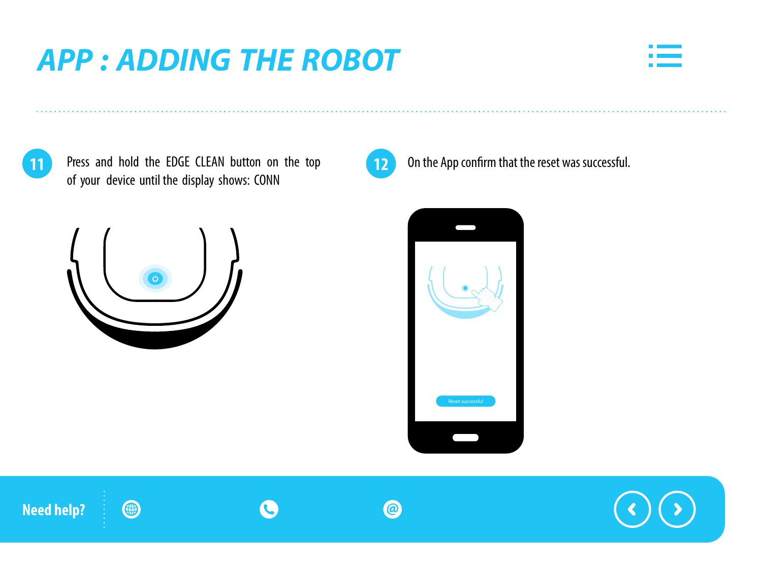# APP : ADDING THE ROBOT

11. Press and hold the EDGE CLEAN button on the top of your device until the display shows: CONN

12. On the App confirm that the reset was successful.

Reset successful

Need help?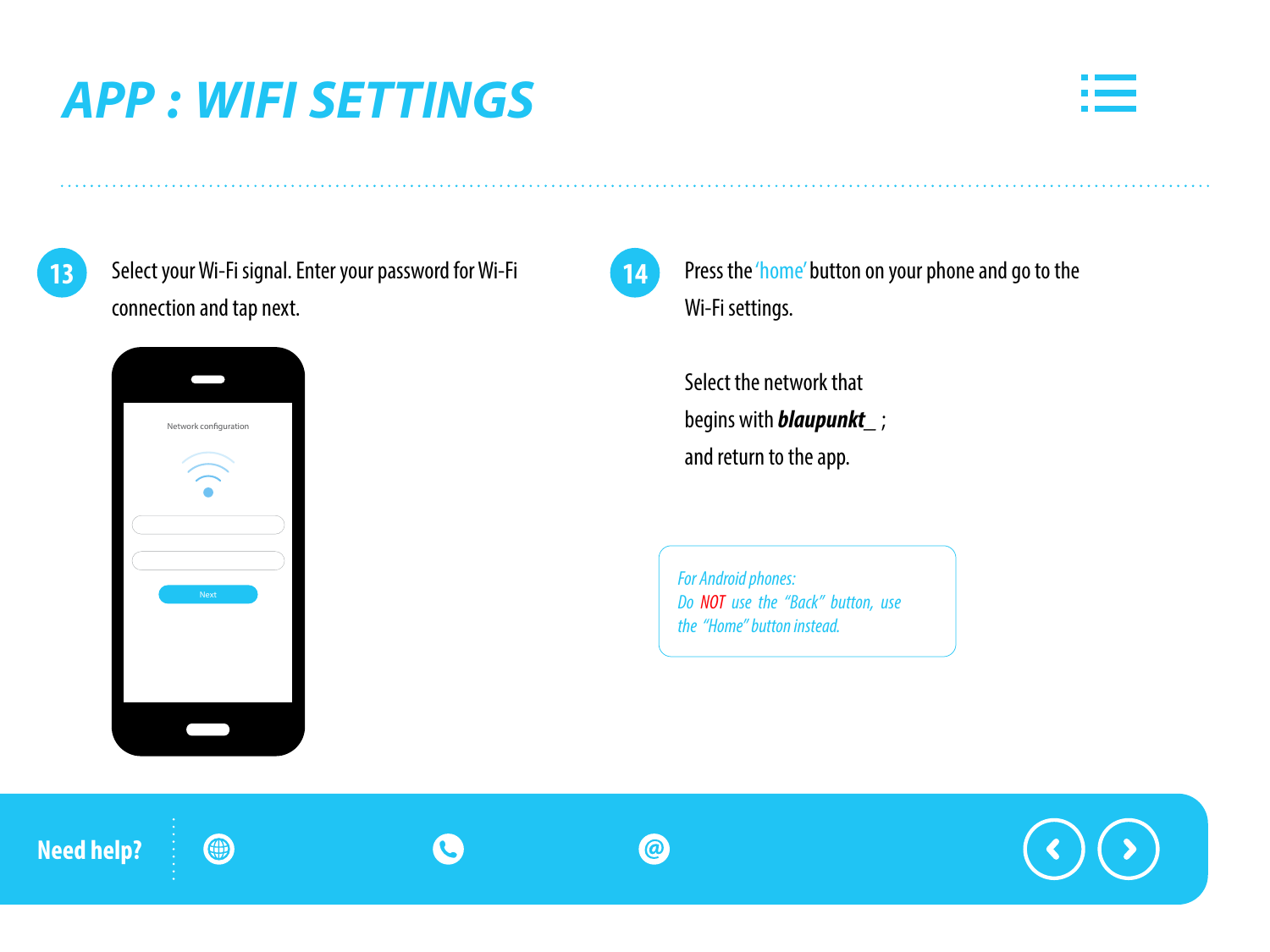# APP : WIFI SETTINGS

**13** Select your Wi-Fi signal. Enter your password for Wi-Fi connection and tap next.

Network configuration

Next

**14** Press the 'home' button on your phone and go to the Wi-Fi settings.

Select the network that begins with ***blaupunkt_*** ; and return to the app.

*For Android phones: Do NOT use the "Back" button, use the "Home" button instead.*

**Need help?**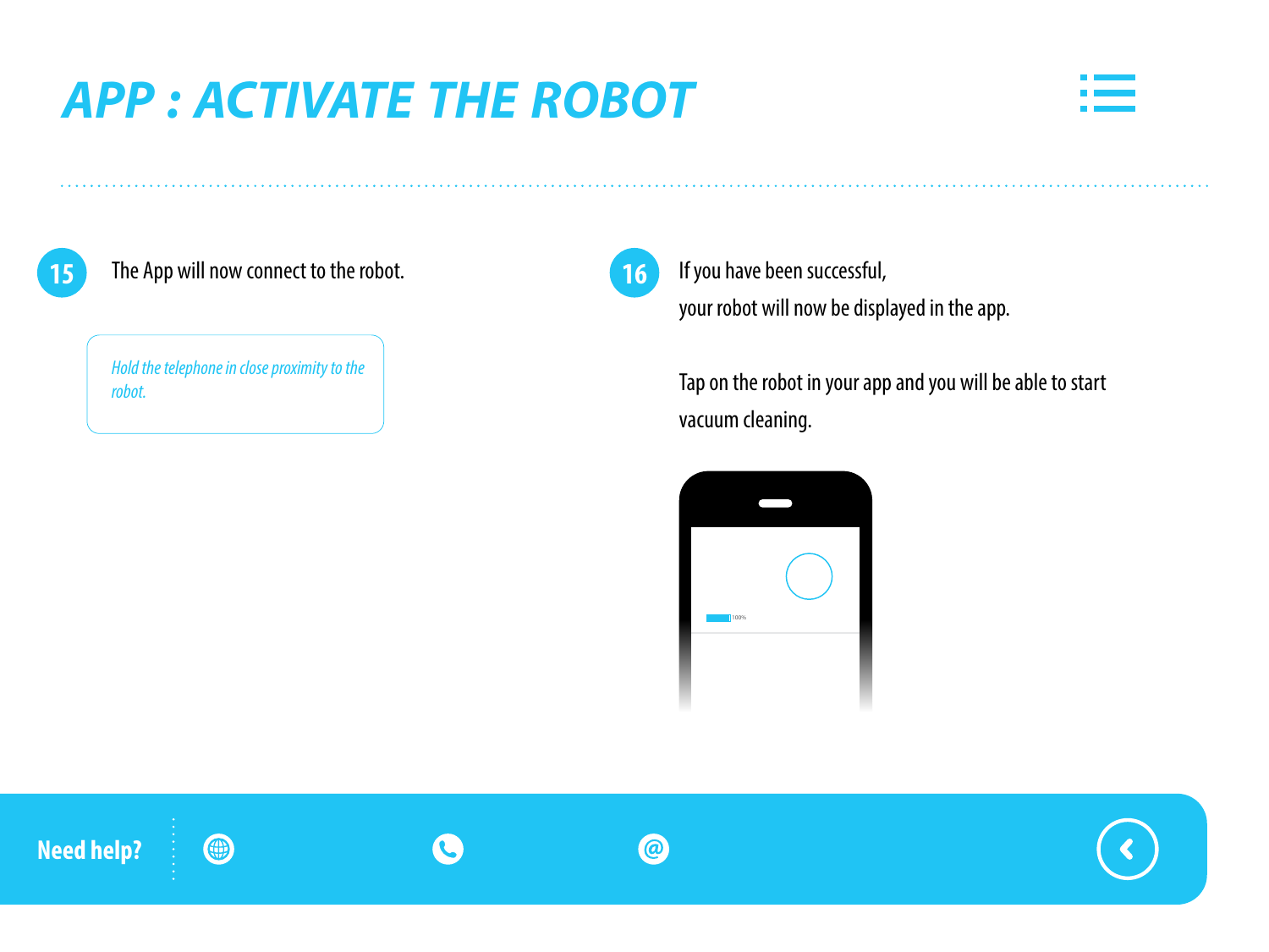# APP : ACTIVATE THE ROBOT

**15** The App will now connect to the robot.

*Hold the telephone in close proximity to the robot.*

**16** If you have been successful, your robot will now be displayed in the app.

Tap on the robot in your app and you will be able to start vacuum cleaning.

100%

**Need help?**